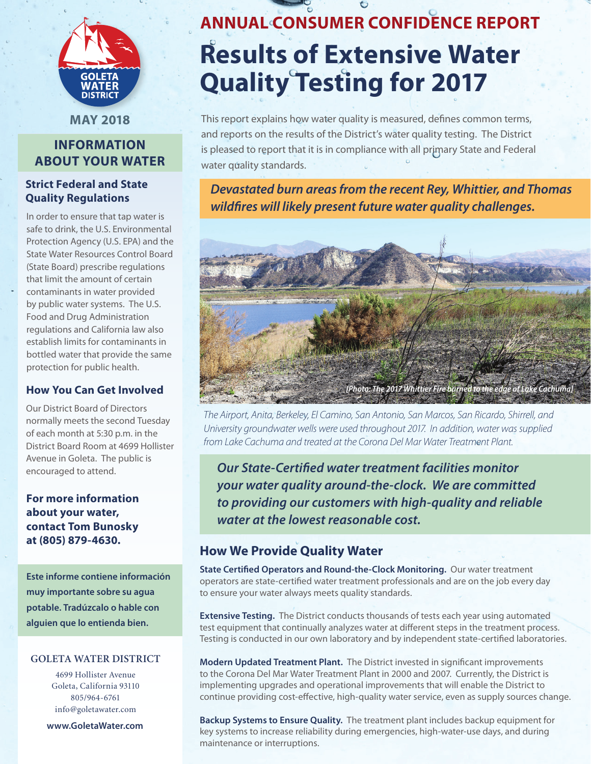# ANNUAL CONSUMER CONFIDENCE REPORT

# Results of Extensive Water Quality Testing for 2017

This report explains how water quality is measured, defines common terms, and reports on the results of the District's water quality testing. The District is pleased to report that it is in compliance with all primary State and Federal water quality standards.

***Devastated burn areas from the recent Rey, Whittier, and Thomas wildfires will likely present future water quality challenges.***

*[Photo: The 2017 Whittier Fire burned to the edge of Lake Cachuma]*

*The Airport, Anita, Berkeley, El Camino, San Antonio, San Marcos, San Ricardo, Shirrell, and University groundwater wells were used throughout 2017. In addition, water was supplied from Lake Cachuma and treated at the Corona Del Mar Water Treatment Plant.*

***Our State-Certified water treatment facilities monitor your water quality around-the-clock. We are committed to providing our customers with high-quality and reliable water at the lowest reasonable cost.***

## How We Provide Quality Water

**State Certified Operators and Round-the-Clock Monitoring.** Our water treatment operators are state-certified water treatment professionals and are on the job every day to ensure your water always meets quality standards.

**Extensive Testing.** The District conducts thousands of tests each year using automated test equipment that continually analyzes water at different steps in the treatment process. Testing is conducted in our own laboratory and by independent state-certified laboratories.

**Modern Updated Treatment Plant.** The District invested in significant improvements to the Corona Del Mar Water Treatment Plant in 2000 and 2007. Currently, the District is implementing upgrades and operational improvements that will enable the District to continue providing cost-effective, high-quality water service, even as supply sources change.

**Backup Systems to Ensure Quality.** The treatment plant includes backup equipment for key systems to increase reliability during emergencies, high-water-use days, and during maintenance or interruptions.

GOLETA WATER DISTRICT

**MAY 2018**

## INFORMATION ABOUT YOUR WATER

### Strict Federal and State Quality Regulations

In order to ensure that tap water is safe to drink, the U.S. Environmental Protection Agency (U.S. EPA) and the State Water Resources Control Board (State Board) prescribe regulations that limit the amount of certain contaminants in water provided by public water systems. The U.S. Food and Drug Administration regulations and California law also establish limits for contaminants in bottled water that provide the same protection for public health.

### How You Can Get Involved

Our District Board of Directors normally meets the second Tuesday of each month at 5:30 p.m. in the District Board Room at 4699 Hollister Avenue in Goleta. The public is encouraged to attend.

**For more information about your water, contact Tom Bunosky at (805) 879-4630.**

**Este informe contiene información muy importante sobre su agua potable. Tradúzcalo o hable con alguien que lo entienda bien.**

GOLETA WATER DISTRICT

4699 Hollister Avenue
Goleta, California 93110
805/964-6761
info@goletawater.com

**www.GoletaWater.com**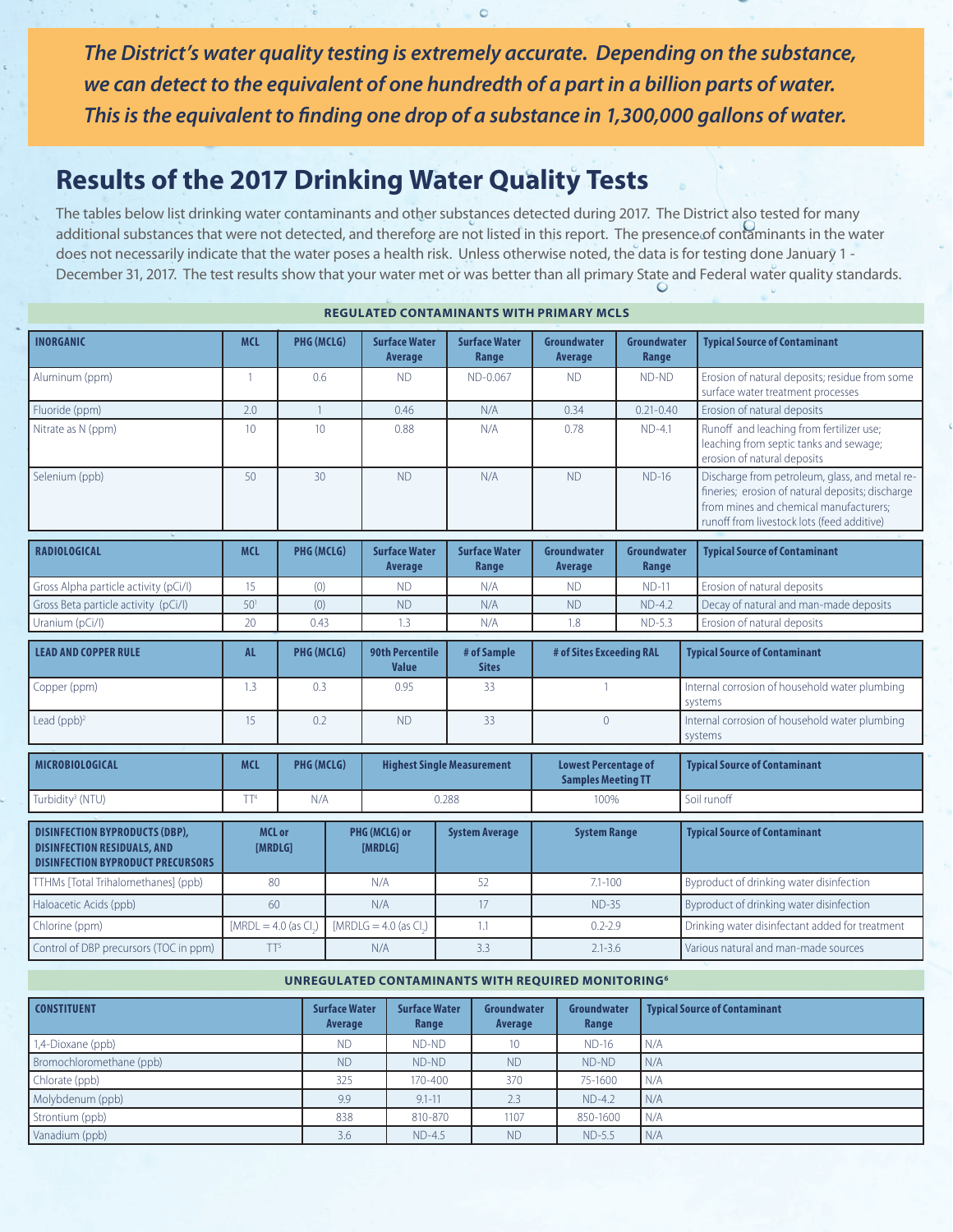***The District's water quality testing is extremely accurate. Depending on the substance, we can detect to the equivalent of one hundredth of a part in a billion parts of water. This is the equivalent to finding one drop of a substance in 1,300,000 gallons of water.***

## Results of the 2017 Drinking Water Quality Tests

The tables below list drinking water contaminants and other substances detected during 2017. The District also tested for many additional substances that were not detected, and therefore are not listed in this report. The presence of contaminants in the water does not necessarily indicate that the water poses a health risk. Unless otherwise noted, the data is for testing done January 1 - December 31, 2017. The test results show that your water met or was better than all primary State and Federal water quality standards.

**REGULATED CONTAMINANTS WITH PRIMARY MCLS**

| INORGANIC | MCL | PHG (MCLG) | Surface Water Average | Surface Water Range | Groundwater Average | Groundwater Range | Typical Source of Contaminant |
|---|---|---|---|---|---|---|---|
| Aluminum (ppm) | 1 | 0.6 | ND | ND-0.067 | ND | ND-ND | Erosion of natural deposits; residue from some surface water treatment processes |
| Fluoride (ppm) | 2.0 | 1 | 0.46 | N/A | 0.34 | 0.21-0.40 | Erosion of natural deposits |
| Nitrate as N (ppm) | 10 | 10 | 0.88 | N/A | 0.78 | ND-4.1 | Runoff and leaching from fertilizer use; leaching from septic tanks and sewage; erosion of natural deposits |
| Selenium (ppb) | 50 | 30 | ND | N/A | ND | ND-16 | Discharge from petroleum, glass, and metal refineries; erosion of natural deposits; discharge from mines and chemical manufacturers; runoff from livestock lots (feed additive) |

| RADIOLOGICAL | MCL | PHG (MCLG) | Surface Water Average | Surface Water Range | Groundwater Average | Groundwater Range | Typical Source of Contaminant |
|---|---|---|---|---|---|---|---|
| Gross Alpha particle activity (pCi/l) | 15 | (0) | ND | N/A | ND | ND-11 | Erosion of natural deposits |
| Gross Beta particle activity (pCi/l) | 50[1] | (0) | ND | N/A | ND | ND-4.2 | Decay of natural and man-made deposits |
| Uranium (pCi/l) | 20 | 0.43 | 1.3 | N/A | 1.8 | ND-5.3 | Erosion of natural deposits |

| LEAD AND COPPER RULE | AL | PHG (MCLG) | 90th Percentile Value | # of Sample Sites | # of Sites Exceeding RAL | Typical Source of Contaminant |
|---|---|---|---|---|---|---|
| Copper (ppm) | 1.3 | 0.3 | 0.95 | 33 | 1 | Internal corrosion of household water plumbing systems |
| Lead (ppb)[2] | 15 | 0.2 | ND | 33 | 0 | Internal corrosion of household water plumbing systems |

| MICROBIOLOGICAL | MCL | PHG (MCLG) | Highest Single Measurement | Lowest Percentage of Samples Meeting TT | Typical Source of Contaminant |
|---|---|---|---|---|---|
| Turbidity[3] (NTU) | TT[4] | N/A | 0.288 | 100% | Soil runoff |

| DISINFECTION BYPRODUCTS (DBP), DISINFECTION RESIDUALS, AND DISINFECTION BYPRODUCT PRECURSORS | MCL or [MRDL] | PHG (MCLG) or [MRDLG] | System Average | System Range | Typical Source of Contaminant |
|---|---|---|---|---|---|
| TTHMs [Total Trihalomethanes] (ppb) | 80 | N/A | 52 | 7.1-100 | Byproduct of drinking water disinfection |
| Haloacetic Acids (ppb) | 60 | N/A | 17 | ND-35 | Byproduct of drinking water disinfection |
| Chlorine (ppm) | [MRDL = 4.0 (as $Cl_2$)] | [MRDLG = 4.0 (as $Cl_2$)] | 1.1 | 0.2-2.9 | Drinking water disinfectant added for treatment |
| Control of DBP precursors (TOC in ppm) | TT[5] | N/A | 3.3 | 2.1-3.6 | Various natural and man-made sources |

**UNREGULATED CONTAMINANTS WITH REQUIRED MONITORING[6]**

| CONSTITUENT | Surface Water Average | Surface Water Range | Groundwater Average | Groundwater Range | Typical Source of Contaminant |
|---|---|---|---|---|---|
| 1,4-Dioxane (ppb) | ND | ND-ND | 10 | ND-16 | N/A |
| Bromochloromethane (ppb) | ND | ND-ND | ND | ND-ND | N/A |
| Chlorate (ppb) | 325 | 170-400 | 370 | 75-1600 | N/A |
| Molybdenum (ppb) | 9.9 | 9.1-11 | 2.3 | ND-4.2 | N/A |
| Strontium (ppb) | 838 | 810-870 | 1107 | 850-1600 | N/A |
| Vanadium (ppb) | 3.6 | ND-4.5 | ND | ND-5.5 | N/A |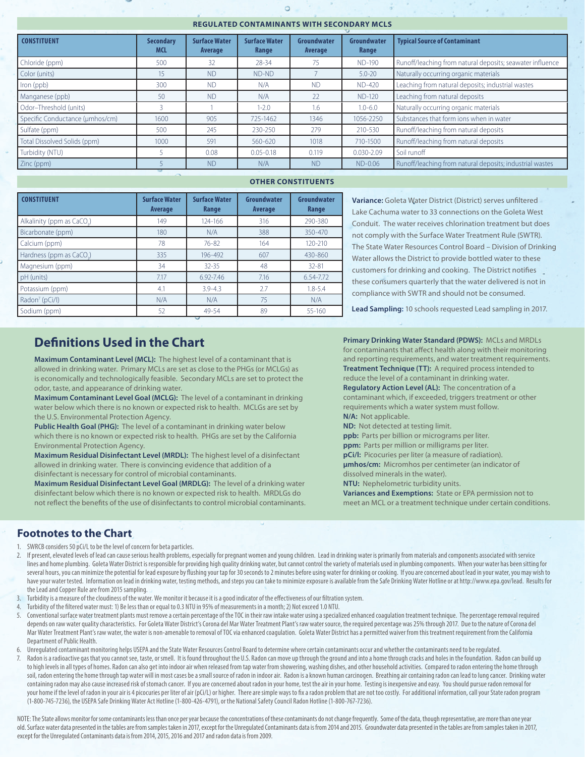## REGULATED CONTAMINANTS WITH SECONDARY MCLS

| CONSTITUENT | Secondary MCL | Surface Water Average | Surface Water Range | Groundwater Average | Groundwater Range | Typical Source of Contaminant |
|---|---|---|---|---|---|---|
| Chloride (ppm) | 500 | 32 | 28-34 | 75 | ND-190 | Runoff/leaching from natural deposits; seawater influence |
| Color (units) | 15 | ND | ND-ND | 7 | 5.0-20 | Naturally occurring organic materials |
| Iron (ppb) | 300 | ND | N/A | ND | ND-420 | Leaching from natural deposits; industrial wastes |
| Manganese (ppb) | 50 | ND | N/A | 22 | ND-120 | Leaching from natural deposits |
| Odor–Threshold (units) | 3 | 1 | 1-2.0 | 1.6 | 1.0-6.0 | Naturally occurring organic materials |
| Specific Conductance (μmhos/cm) | 1600 | 905 | 725-1462 | 1346 | 1056-2250 | Substances that form ions when in water |
| Sulfate (ppm) | 500 | 245 | 230-250 | 279 | 210-530 | Runoff/leaching from natural deposits |
| Total Dissolved Solids (ppm) | 1000 | 591 | 560-620 | 1018 | 710-1500 | Runoff/leaching from natural deposits |
| Turbidity (NTU) | 5 | 0.08 | 0.05-0.18 | 0.119 | 0.030-2.09 | Soil runoff |
| Zinc (ppm) | 5 | ND | N/A | ND | ND-0.06 | Runoff/leaching from natural deposits; industrial wastes |

## OTHER CONSTITUENTS

| CONSTITUENT | Surface Water Average | Surface Water Range | Groundwater Average | Groundwater Range |
|---|---|---|---|---|
| Alkalinity (ppm as $CaCO_3$) | 149 | 124-166 | 316 | 290-380 |
| Bicarbonate (ppm) | 180 | N/A | 388 | 350-470 |
| Calcium (ppm) | 78 | 76-82 | 164 | 120-210 |
| Hardness (ppm as $CaCO_3$) | 335 | 196-492 | 607 | 430-860 |
| Magnesium (ppm) | 34 | 32-35 | 48 | 32-81 |
| pH (units) | 7.17 | 6.92-7.46 | 7.16 | 6.54-7.72 |
| Potassium (ppm) | 4.1 | 3.9-4.3 | 2.7 | 1.8-5.4 |
| Radon[7] (pCi/l) | N/A | N/A | 75 | N/A |
| Sodium (ppm) | 52 | 49-54 | 89 | 55-160 |

**Variance:** Goleta Water District (District) serves unfiltered Lake Cachuma water to 33 connections on the Goleta West Conduit. The water receives chlorination treatment but does not comply with the Surface Water Treatment Rule (SWTR). The State Water Resources Control Board – Division of Drinking Water allows the District to provide bottled water to these customers for drinking and cooking. The District notifies these consumers quarterly that the water delivered is not in compliance with SWTR and should not be consumed.

**Lead Sampling:** 10 schools requested Lead sampling in 2017.

## Definitions Used in the Chart

**Maximum Contaminant Level (MCL):** The highest level of a contaminant that is allowed in drinking water. Primary MCLs are set as close to the PHGs (or MCLGs) as is economically and technologically feasible. Secondary MCLs are set to protect the odor, taste, and appearance of drinking water.

**Maximum Contaminant Level Goal (MCLG):** The level of a contaminant in drinking water below which there is no known or expected risk to health. MCLGs are set by the U.S. Environmental Protection Agency.

**Public Health Goal (PHG):** The level of a contaminant in drinking water below which there is no known or expected risk to health. PHGs are set by the California Environmental Protection Agency.

**Maximum Residual Disinfectant Level (MRDL):** The highest level of a disinfectant allowed in drinking water. There is convincing evidence that addition of a disinfectant is necessary for control of microbial contaminants.

**Maximum Residual Disinfectant Level Goal (MRDLG):** The level of a drinking water disinfectant below which there is no known or expected risk to health. MRDLGs do not reflect the benefits of the use of disinfectants to control microbial contaminants.

**Primary Drinking Water Standard (PDWS):** MCLs and MRDLs for contaminants that affect health along with their monitoring and reporting requirements, and water treatment requirements.

**Treatment Technique (TT):** A required process intended to reduce the level of a contaminant in drinking water.

**Regulatory Action Level (AL):** The concentration of a contaminant which, if exceeded, triggers treatment or other requirements which a water system must follow.

**N/A:** Not applicable.

**ND:** Not detected at testing limit.

**ppb:** Parts per billion or micrograms per liter.

**ppm:** Parts per million or milligrams per liter.

**pCi/l:** Picocuries per liter (a measure of radiation).

**μmhos/cm:** Micromhos per centimeter (an indicator of dissolved minerals in the water).

**NTU:** Nephelometric turbidity units.

**Variances and Exemptions:** State or EPA permission not to meet an MCL or a treatment technique under certain conditions.

## Footnotes to the Chart

1. SWRCB considers 50 pCi/L to be the level of concern for beta particles.
2. If present, elevated levels of lead can cause serious health problems, especially for pregnant women and young children. Lead in drinking water is primarily from materials and components associated with service lines and home plumbing. Goleta Water District is responsible for providing high quality drinking water, but cannot control the variety of materials used in plumbing components. When your water has been sitting for several hours, you can minimize the potential for lead exposure by flushing your tap for 30 seconds to 2 minutes before using water for drinking or cooking. If you are concerned about lead in your water, you may wish to have your water tested. Information on lead in drinking water, testing methods, and steps you can take to minimize exposure is available from the Safe Drinking Water Hotline or at http://www.epa.gov/lead. Results for the Lead and Copper Rule are from 2015 sampling.
3. Turbidity is a measure of the cloudiness of the water. We monitor it because it is a good indicator of the effectiveness of our filtration system.
4. Turbidity of the filtered water must: 1) Be less than or equal to 0.3 NTU in 95% of measurements in a month; 2) Not exceed 1.0 NTU.
5. Conventional surface water treatment plants must remove a certain percentage of the TOC in their raw intake water using a specialized enhanced coagulation treatment technique. The percentage removal required depends on raw water quality characteristics. For Goleta Water District's Corona del Mar Water Treatment Plant's raw water source, the required percentage was 25% through 2017. Due to the nature of Corona del Mar Water Treatment Plant's raw water, the water is non-amenable to removal of TOC via enhanced coagulation. Goleta Water District has a permitted waiver from this treatment requirement from the California Department of Public Health.
6. Unregulated contaminant monitoring helps USEPA and the State Water Resources Control Board to determine where certain contaminants occur and whether the contaminants need to be regulated.
7. Radon is a radioactive gas that you cannot see, taste, or smell. It is found throughout the U.S. Radon can move up through the ground and into a home through cracks and holes in the foundation. Radon can build up to high levels in all types of homes. Radon can also get into indoor air when released from tap water from showering, washing dishes, and other household activities. Compared to radon entering the home through soil, radon entering the home through tap water will in most cases be a small source of radon in indoor air. Radon is a known human carcinogen. Breathing air containing radon can lead to lung cancer. Drinking water containing radon may also cause increased risk of stomach cancer. If you are concerned about radon in your home, test the air in your home. Testing is inexpensive and easy. You should pursue radon removal for your home if the level of radon in your air is 4 picocuries per liter of air (pCi/L) or higher. There are simple ways to fix a radon problem that are not too costly. For additional information, call your State radon program (1-800-745-7236), the USEPA Safe Drinking Water Act Hotline (1-800-426-4791), or the National Safety Council Radon Hotline (1-800-767-7236).

NOTE: The State allows monitor for some contaminants less than once per year because the concentrations of these contaminants do not change frequently. Some of the data, though representative, are more than one year old. Surface water data presented in the tables are from samples taken in 2017, except for the Unregulated Contaminants data is from 2014 and 2015. Groundwater data presented in the tables are from samples taken in 2017, except for the Unregulated Contaminants data is from 2014, 2015, 2016 and 2017 and radon data is from 2009.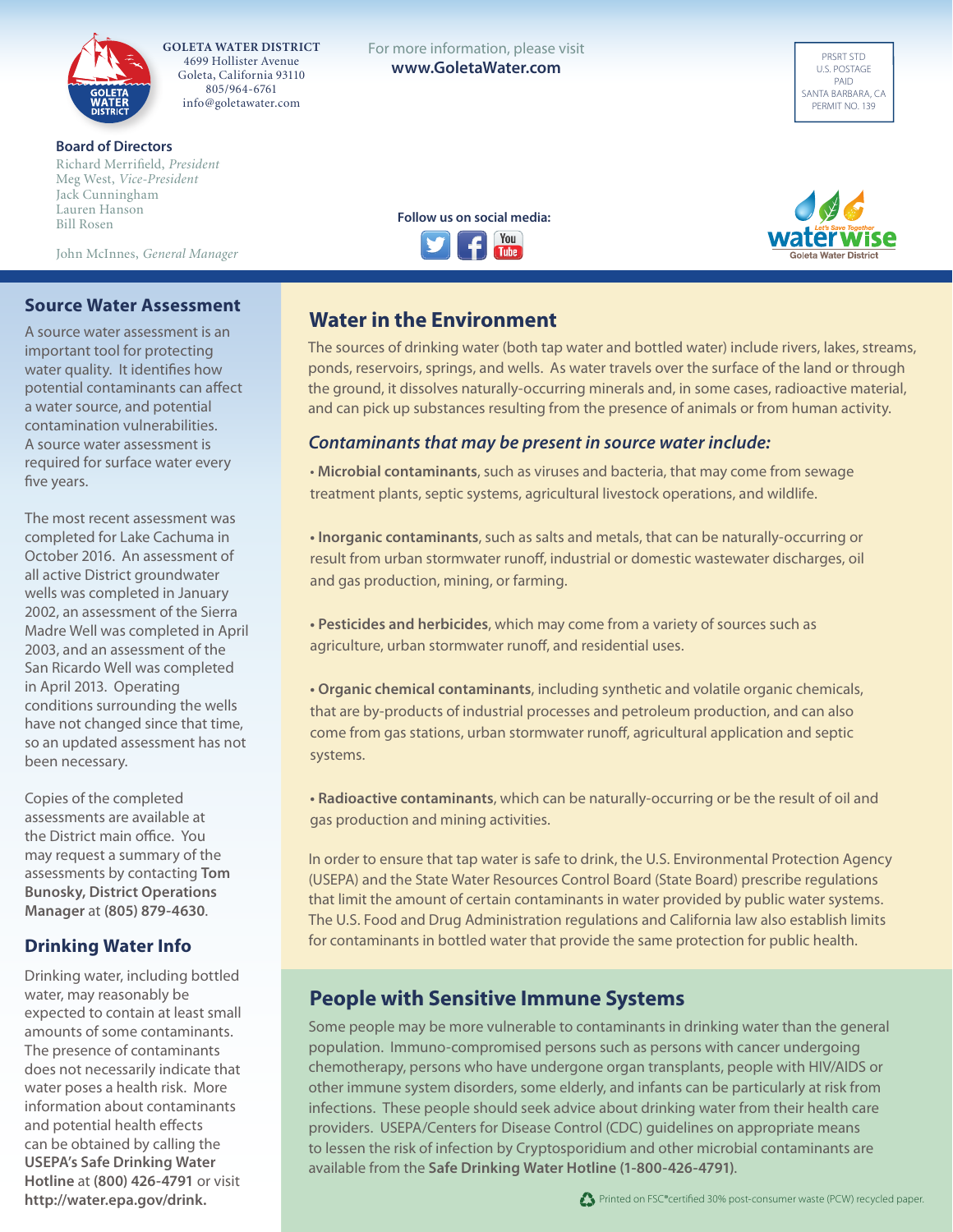**GOLETA WATER DISTRICT**
4699 Hollister Avenue
Goleta, California 93110
805/964-6761
info@goletawater.com

For more information, please visit
**www.GoletaWater.com**

PRSRT STD
U.S. POSTAGE
PAID
SANTA BARBARA, CA
PERMIT NO. 139

**Board of Directors**
Richard Merrifield, *President*
Meg West, *Vice-President*
Jack Cunningham
Lauren Hanson
Bill Rosen

John McInnes, *General Manager*

**Follow us on social media:**

waterwise — Let's Save Together — Goleta Water District

## Source Water Assessment

A source water assessment is an important tool for protecting water quality. It identifies how potential contaminants can affect a water source, and potential contamination vulnerabilities. A source water assessment is required for surface water every five years.

The most recent assessment was completed for Lake Cachuma in October 2016. An assessment of all active District groundwater wells was completed in January 2002, an assessment of the Sierra Madre Well was completed in April 2003, and an assessment of the San Ricardo Well was completed in April 2013. Operating conditions surrounding the wells have not changed since that time, so an updated assessment has not been necessary.

Copies of the completed assessments are available at the District main office. You may request a summary of the assessments by contacting **Tom Bunosky, District Operations Manager** at **(805) 879-4630**.

## Drinking Water Info

Drinking water, including bottled water, may reasonably be expected to contain at least small amounts of some contaminants. The presence of contaminants does not necessarily indicate that water poses a health risk. More information about contaminants and potential health effects can be obtained by calling the **USEPA's Safe Drinking Water Hotline** at **(800) 426-4791** or visit **http://water.epa.gov/drink.**

## Water in the Environment

The sources of drinking water (both tap water and bottled water) include rivers, lakes, streams, ponds, reservoirs, springs, and wells. As water travels over the surface of the land or through the ground, it dissolves naturally-occurring minerals and, in some cases, radioactive material, and can pick up substances resulting from the presence of animals or from human activity.

### *Contaminants that may be present in source water include:*

- **Microbial contaminants**, such as viruses and bacteria, that may come from sewage treatment plants, septic systems, agricultural livestock operations, and wildlife.
- **Inorganic contaminants**, such as salts and metals, that can be naturally-occurring or result from urban stormwater runoff, industrial or domestic wastewater discharges, oil and gas production, mining, or farming.
- **Pesticides and herbicides**, which may come from a variety of sources such as agriculture, urban stormwater runoff, and residential uses.
- **Organic chemical contaminants**, including synthetic and volatile organic chemicals, that are by-products of industrial processes and petroleum production, and can also come from gas stations, urban stormwater runoff, agricultural application and septic systems.
- **Radioactive contaminants**, which can be naturally-occurring or be the result of oil and gas production and mining activities.

In order to ensure that tap water is safe to drink, the U.S. Environmental Protection Agency (USEPA) and the State Water Resources Control Board (State Board) prescribe regulations that limit the amount of certain contaminants in water provided by public water systems. The U.S. Food and Drug Administration regulations and California law also establish limits for contaminants in bottled water that provide the same protection for public health.

## People with Sensitive Immune Systems

Some people may be more vulnerable to contaminants in drinking water than the general population. Immuno-compromised persons such as persons with cancer undergoing chemotherapy, persons who have undergone organ transplants, people with HIV/AIDS or other immune system disorders, some elderly, and infants can be particularly at risk from infections. These people should seek advice about drinking water from their health care providers. USEPA/Centers for Disease Control (CDC) guidelines on appropriate means to lessen the risk of infection by Cryptosporidium and other microbial contaminants are available from the **Safe Drinking Water Hotline (1-800-426-4791)**.

Printed on FSC®certified 30% post-consumer waste (PCW) recycled paper.